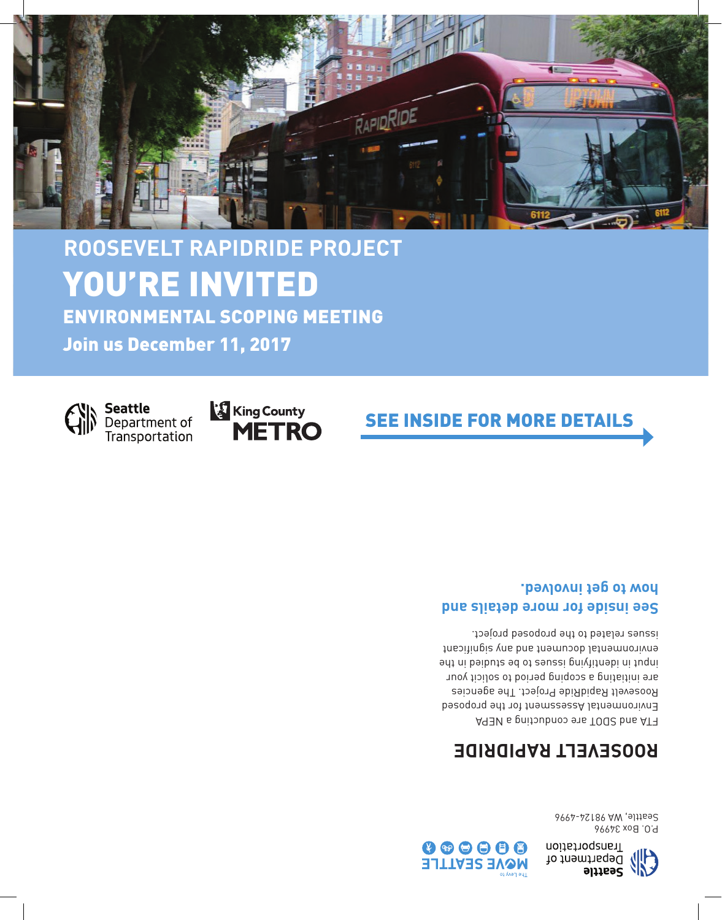# ROOSEVELT RAPIDRIDE PROJECT

# YOU'RE INVITED

## ENVIRONMENTAL SCOPING MEETING

**Join us December 11, 2017**

Seattle Department of Transportation

King County METRO

**SEE INSIDE FOR MORE DETAILS**

## ROOSEVELT RAPIDRIDE

FTA and SDOT are conducting a NEPA Environmental Assessment for the proposed Roosevelt RapidRide Project. The agencies are initiating a scoping period to solicit your input in identifying issues to be studied in the environmental document and any significant issues related to the proposed project.

**See inside for more details and how to get involved.**

Seattle Department of Transportation
P.O. Box 34996
Seattle, WA 98124-4996

The Levy to MOVE SEATTLE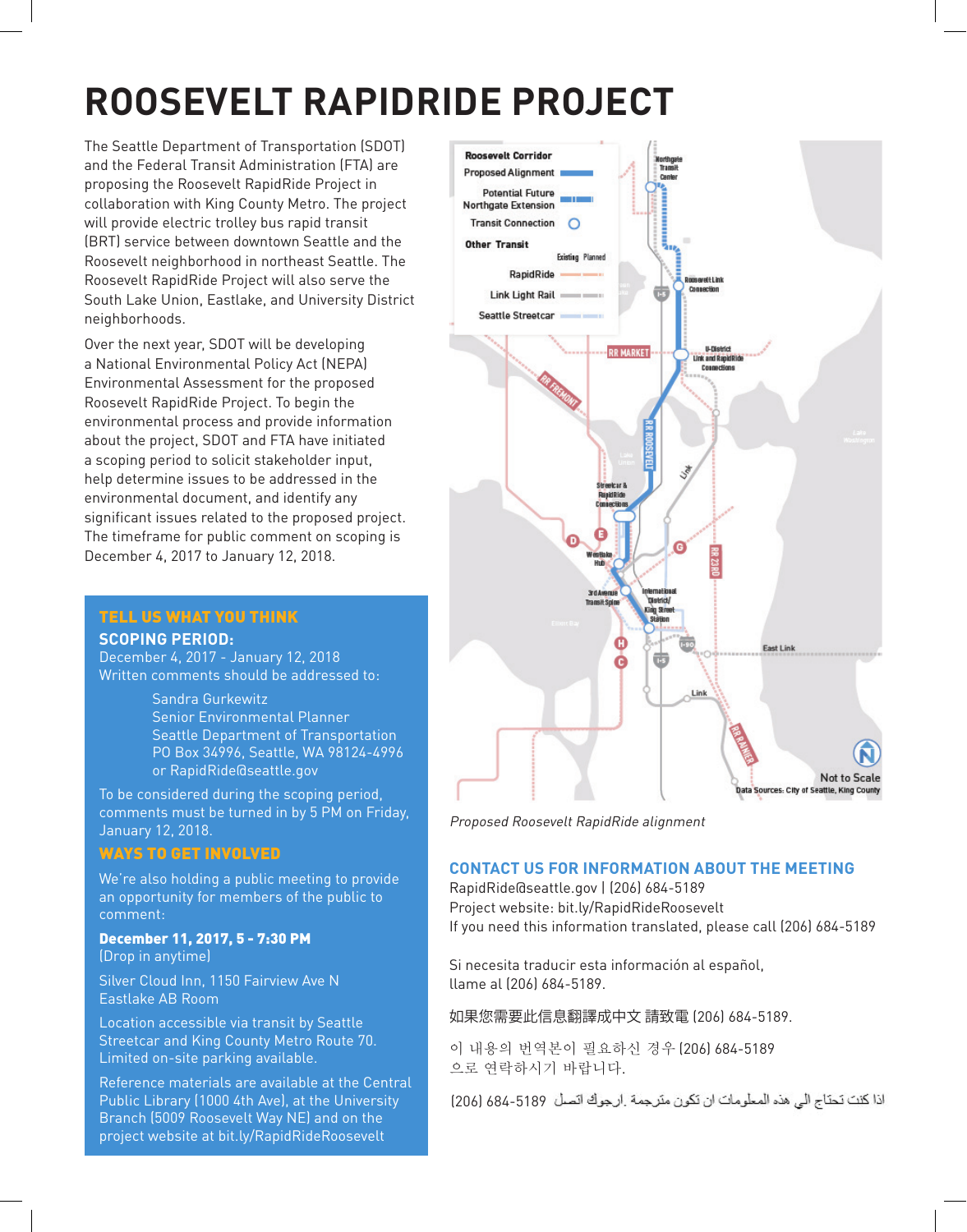# ROOSEVELT RAPIDRIDE PROJECT

The Seattle Department of Transportation (SDOT) and the Federal Transit Administration (FTA) are proposing the Roosevelt RapidRide Project in collaboration with King County Metro. The project will provide electric trolley bus rapid transit (BRT) service between downtown Seattle and the Roosevelt neighborhood in northeast Seattle. The Roosevelt RapidRide Project will also serve the South Lake Union, Eastlake, and University District neighborhoods.

Over the next year, SDOT will be developing a National Environmental Policy Act (NEPA) Environmental Assessment for the proposed Roosevelt RapidRide Project. To begin the environmental process and provide information about the project, SDOT and FTA have initiated a scoping period to solicit stakeholder input, help determine issues to be addressed in the environmental document, and identify any significant issues related to the proposed project. The timeframe for public comment on scoping is December 4, 2017 to January 12, 2018.

## TELL US WHAT YOU THINK

**SCOPING PERIOD:**
December 4, 2017 - January 12, 2018
Written comments should be addressed to:

Sandra Gurkewitz
Senior Environmental Planner
Seattle Department of Transportation
PO Box 34996, Seattle, WA 98124-4996
or RapidRide@seattle.gov

To be considered during the scoping period, comments must be turned in by 5 PM on Friday, January 12, 2018.

## WAYS TO GET INVOLVED

We're also holding a public meeting to provide an opportunity for members of the public to comment:

**December 11, 2017, 5 - 7:30 PM**
(Drop in anytime)

Silver Cloud Inn, 1150 Fairview Ave N
Eastlake AB Room

Location accessible via transit by Seattle Streetcar and King County Metro Route 70. Limited on-site parking available.

Reference materials are available at the Central Public Library (1000 4th Ave), at the University Branch (5009 Roosevelt Way NE) and on the project website at bit.ly/RapidRideRoosevelt

Roosevelt Corridor
Proposed Alignment
Potential Future Northgate Extension
Transit Connection
Other Transit
Existing Planned
RapidRide
Link Light Rail
Seattle Streetcar
Northgate Transit Center
Roosevelt Link Connection
U-District Link and RapidRide Connections
RR MARKET
RR FREMONT
RR ROOSEVELT
Link
Streetcar & RapidRide Connections
Westlake Hub
3rd Avenue Transit Spine
International District/ King Street Station
RR 23RD
East Link
RR RAINIER
Not to Scale
Data Sources: City of Seattle, King County

*Proposed Roosevelt RapidRide alignment*

## CONTACT US FOR INFORMATION ABOUT THE MEETING

RapidRide@seattle.gov | (206) 684-5189
Project website: bit.ly/RapidRideRoosevelt
If you need this information translated, please call (206) 684-5189

Si necesita traducir esta información al español, llame al (206) 684-5189.

如果您需要此信息翻譯成中文 請致電 (206) 684-5189.

이 내용의 번역본이 필요하신 경우 (206) 684-5189 으로 연락하시기 바랍니다.

اذا كنت تحتاج الى هذه المعلومات ان تكون مترجمة .ارجوك اتصل (206) 684-5189